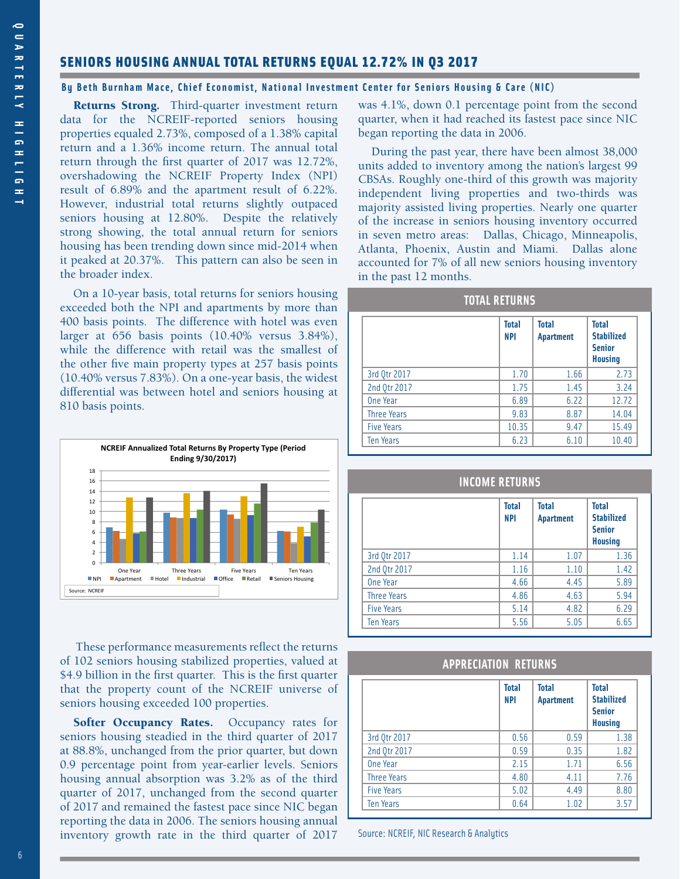## SENIORS HOUSING ANNUAL TOTAL RETURNS EQUAL 12.72% IN Q3 2017

**By Beth Burnham Mace, Chief Economist, National Investment Center for Seniors Housing & Care (NIC)**

**Returns Strong.** Third-quarter investment return data for the NCREIF-reported seniors housing properties equaled 2.73%, composed of a 1.38% capital return and a 1.36% income return. The annual total return through the first quarter of 2017 was 12.72%, overshadowing the NCREIF Property Index (NPI) result of 6.89% and the apartment result of 6.22%. However, industrial total returns slightly outpaced seniors housing at 12.80%. Despite the relatively strong showing, the total annual return for seniors housing has been trending down since mid-2014 when it peaked at 20.37%. This pattern can also be seen in the broader index.

On a 10-year basis, total returns for seniors housing exceeded both the NPI and apartments by more than 400 basis points. The difference with hotel was even larger at 656 basis points (10.40% versus 3.84%), while the difference with retail was the smallest of the other five main property types at 257 basis points (10.40% versus 7.83%). On a one-year basis, the widest differential was between hotel and seniors housing at 810 basis points.

NCREIF Annualized Total Returns By Property Type (Period Ending 9/30/2017)

Source: NCREIF

These performance measurements reflect the returns of 102 seniors housing stabilized properties, valued at $4.9 billion in the first quarter. This is the first quarter that the property count of the NCREIF universe of seniors housing exceeded 100 properties.

**Softer Occupancy Rates.** Occupancy rates for seniors housing steadied in the third quarter of 2017 at 88.8%, unchanged from the prior quarter, but down 0.9 percentage point from year-earlier levels. Seniors housing annual absorption was 3.2% as of the third quarter of 2017, unchanged from the second quarter of 2017 and remained the fastest pace since NIC began reporting the data in 2006. The seniors housing annual inventory growth rate in the third quarter of 2017 was 4.1%, down 0.1 percentage point from the second quarter, when it had reached its fastest pace since NIC began reporting the data in 2006.

During the past year, there have been almost 38,000 units added to inventory among the nation's largest 99 CBSAs. Roughly one-third of this growth was majority independent living properties and two-thirds was majority assisted living properties. Nearly one quarter of the increase in seniors housing inventory occurred in seven metro areas: Dallas, Chicago, Minneapolis, Atlanta, Phoenix, Austin and Miami. Dallas alone accounted for 7% of all new seniors housing inventory in the past 12 months.

### TOTAL RETURNS

| | Total NPI | Total Apartment | Total Stabilized Senior Housing |
|---|---|---|---|
| 3rd Qtr 2017 | 1.70 | 1.66 | 2.73 |
| 2nd Qtr 2017 | 1.75 | 1.45 | 3.24 |
| One Year | 6.89 | 6.22 | 12.72 |
| Three Years | 9.83 | 8.87 | 14.04 |
| Five Years | 10.35 | 9.47 | 15.49 |
| Ten Years | 6.23 | 6.10 | 10.40 |

### INCOME RETURNS

| | Total NPI | Total Apartment | Total Stabilized Senior Housing |
|---|---|---|---|
| 3rd Qtr 2017 | 1.14 | 1.07 | 1.36 |
| 2nd Qtr 2017 | 1.16 | 1.10 | 1.42 |
| One Year | 4.66 | 4.45 | 5.89 |
| Three Years | 4.86 | 4.63 | 5.94 |
| Five Years | 5.14 | 4.82 | 6.29 |
| Ten Years | 5.56 | 5.05 | 6.65 |

### APPRECIATION RETURNS

| | Total NPI | Total Apartment | Total Stabilized Senior Housing |
|---|---|---|---|
| 3rd Qtr 2017 | 0.56 | 0.59 | 1.38 |
| 2nd Qtr 2017 | 0.59 | 0.35 | 1.82 |
| One Year | 2.15 | 1.71 | 6.56 |
| Three Years | 4.80 | 4.11 | 7.76 |
| Five Years | 5.02 | 4.49 | 8.80 |
| Ten Years | 0.64 | 1.02 | 3.57 |

Source: NCREIF, NIC Research & Analytics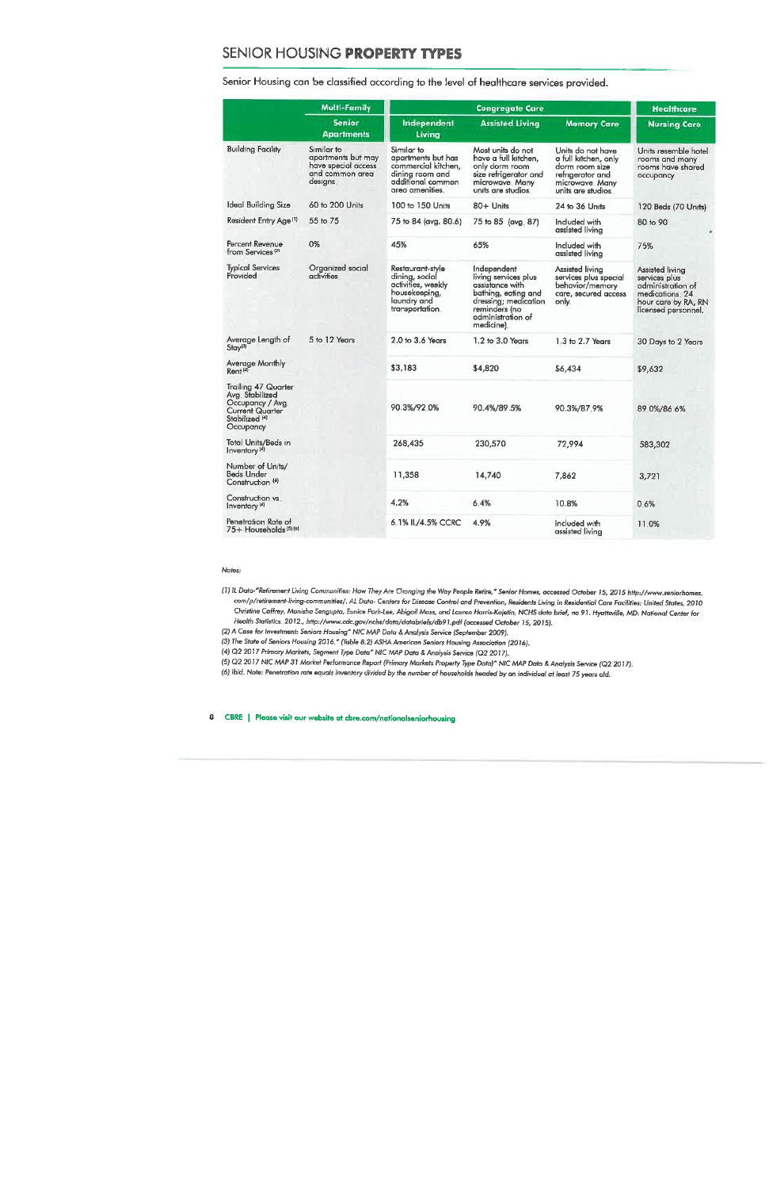## SENIOR HOUSING **PROPERTY TYPES**

Senior Housing can be classified according to the level of healthcare services provided.

| | Multi-Family | Congregate Care | | | Healthcare |
|---|---|---|---|---|---|
| | Senior Apartments | Independent Living | Assisted Living | Memory Care | Nursing Care |
| Building Facility | Similar to apartments but may have special access and common area designs. | Similar to apartments but has commercial kitchen, dining room and additional common area amenities. | Most units do not have a full kitchen, only dorm room size refrigerator and microwave. Many units are studios. | Units do not have a full kitchen, only dorm room size refrigerator and microwave. Many units are studios. | Units resemble hotel rooms and many rooms have shared occupancy. |
| Ideal Building Size | 60 to 200 Units | 100 to 150 Units | 80+ Units | 24 to 36 Units | 120 Beds (70 Units) |
| Resident Entry Age [1] | 55 to 75 | 75 to 84 (avg. 80.6) | 75 to 85 (avg. 87) | Included with assisted living | 80 to 90 |
| Percent Revenue from Services [2] | 0% | 45% | 65% | Included with assisted living | 75% |
| Typical Services Provided | Organized social activities | Restaurant-style dining, social activities, weekly housekeeping, laundry and transportation. | Independent living services plus assistance with bathing, eating and dressing; medication reminders (no administration of medicine). | Assisted living services plus special behavior/memory care, secured access only. | Assisted living services plus administration of medications. 24 hour care by RA, RN licensed personnel. |
| Average Length of Stay [3] | 5 to 12 Years | 2.0 to 3.6 Years | 1.2 to 3.0 Years | 1.3 to 2.7 Years | 30 Days to 2 Years |
| Average Monthly Rent [4] | | $3,183 | $4,820 | $6,434 | $9,632 |
| Trailing 47 Quarter Avg. Stabilized Occupancy / Avg Current Quarter Stabilized [4] Occupancy | | 90.3%/92.0% | 90.4%/89.5% | 90.3%/87.9% | 89.0%/86.6% |
| Total Units/Beds in Inventory [4] | | 268,435 | 230,570 | 72,994 | 583,302 |
| Number of Units/ Beds Under Construction [4] | | 11,358 | 14,740 | 7,862 | 3,721 |
| Construction vs. Inventory [4] | | 4.2% | 6.4% | 10.8% | 0.6% |
| Penetration Rate of 75+ Households [5] [6] | | 6.1% IL/4.5% CCRC | 4.9% | Included with assisted living | 11.0% |

Notes:

(1) IL Data-"Retirement Living Communities: How They Are Changing the Way People Retire," Senior Homes, accessed October 15, 2015 http://www.seniorhomes.com/p/retirement-living-communities/. AL Data- Centers for Disease Control and Prevention, Residents Living in Residential Care Facilities: United States, 2010 Christine Caffrey, Manisha Sengupta, Eunice Park-Lee, Abigail Moss, and Lauren Harris-Kojetin, NCHS data brief, no 91. Hyattsville, MD: National Center for Health Statistics. 2012., http://www.cdc.gov/nchs/data/databriefs/db91.pdf (accessed October 15, 2015).

(2) A Case for Investment: Seniors Housing" NIC MAP Data & Analysis Service (September 2009).

(3) The State of Seniors Housing 2016." (Table 8.2) ASHA American Seniors Housing Association (2016).

(4) Q2 2017 Primary Markets, Segment Type Data" NIC MAP Data & Analysis Service (Q2 2017).

(5) Q2 2017 NIC MAP 31 Market Performance Report (Primary Markets Property Type Data)" NIC MAP Data & Analysis Service (Q2 2017).

(6) Ibid. Note: Penetration rate equals inventory divided by the number of households headed by an individual at least 75 years old.

CBRE | Please visit our website at cbre.com/nationalseniorhousing